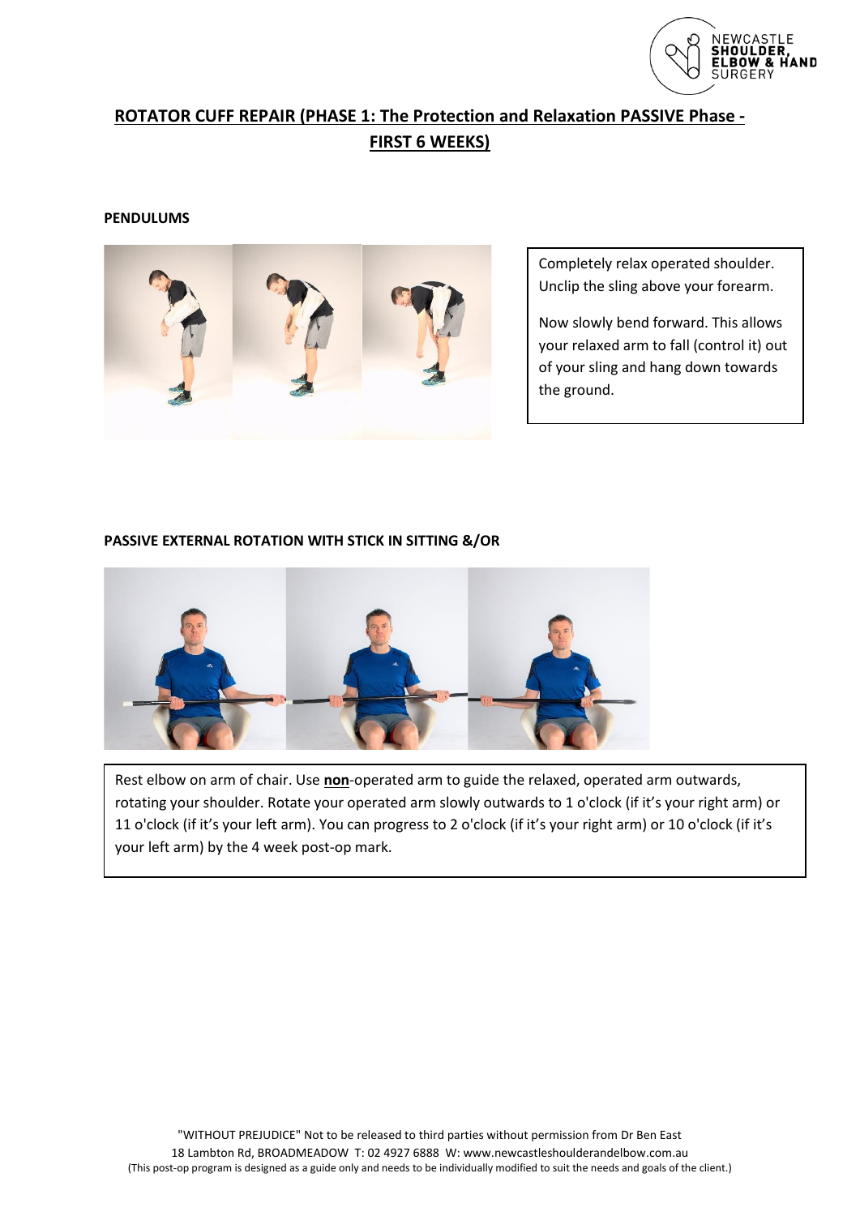## ROTATOR CUFF REPAIR (PHASE 1: The Protection and Relaxation PASSIVE Phase - FIRST 6 WEEKS)

### PENDULUMS

Completely relax operated shoulder. Unclip the sling above your forearm.

Now slowly bend forward. This allows your relaxed arm to fall (control it) out of your sling and hang down towards the ground.

### PASSIVE EXTERNAL ROTATION WITH STICK IN SITTING &/OR

Rest elbow on arm of chair. Use **non**-operated arm to guide the relaxed, operated arm outwards, rotating your shoulder. Rotate your operated arm slowly outwards to 1 o'clock (if it's your right arm) or 11 o'clock (if it's your left arm). You can progress to 2 o'clock (if it's your right arm) or 10 o'clock (if it's your left arm) by the 4 week post-op mark.

"WITHOUT PREJUDICE" Not to be released to third parties without permission from Dr Ben East
18 Lambton Rd, BROADMEADOW T: 02 4927 6888 W: www.newcastleshoulderandelbow.com.au
(This post-op program is designed as a guide only and needs to be individually modified to suit the needs and goals of the client.)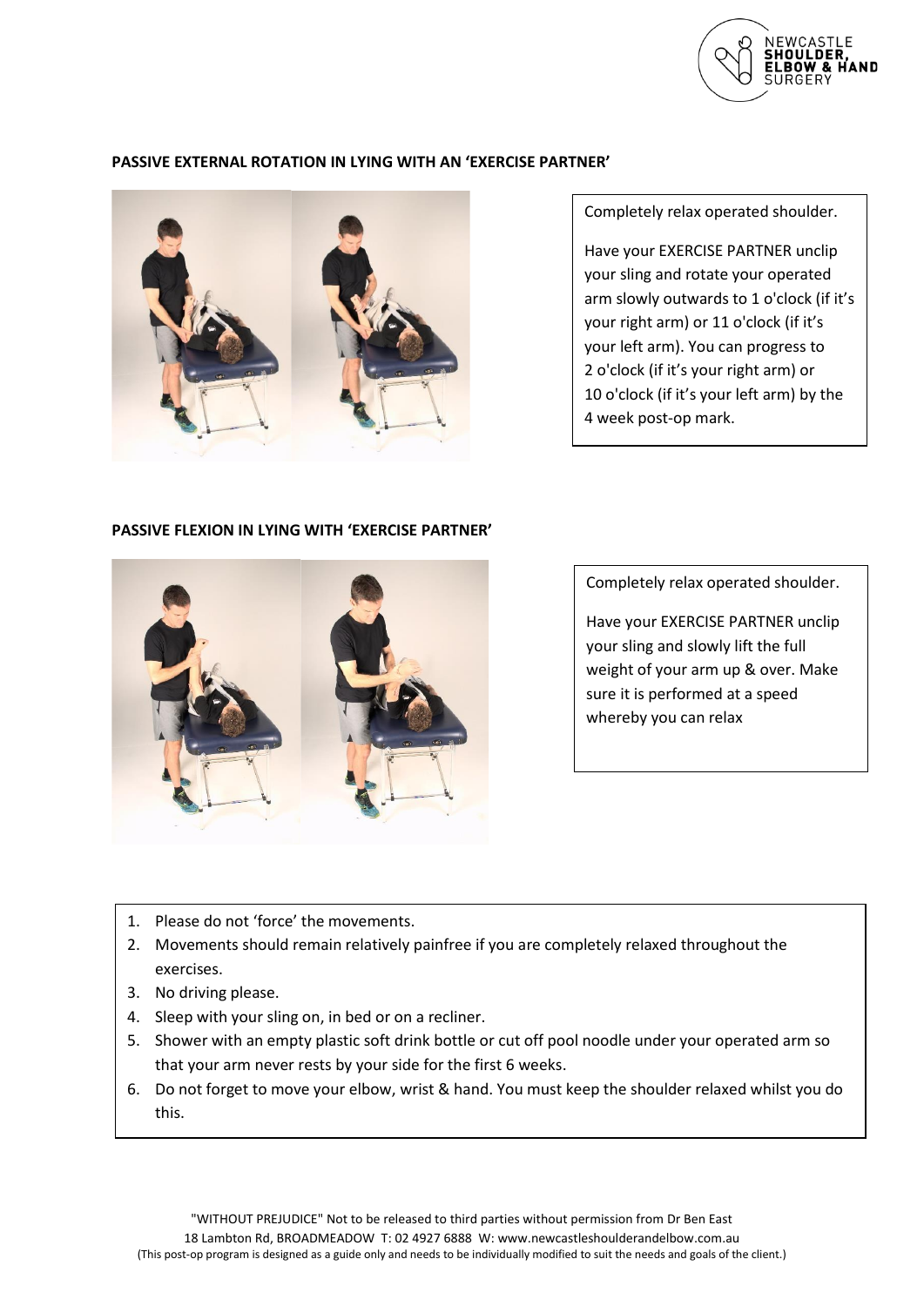## PASSIVE EXTERNAL ROTATION IN LYING WITH AN 'EXERCISE PARTNER'

Completely relax operated shoulder.

Have your EXERCISE PARTNER unclip your sling and rotate your operated arm slowly outwards to 1 o'clock (if it's your right arm) or 11 o'clock (if it's your left arm). You can progress to 2 o'clock (if it's your right arm) or 10 o'clock (if it's your left arm) by the 4 week post-op mark.

## PASSIVE FLEXION IN LYING WITH 'EXERCISE PARTNER'

Completely relax operated shoulder.

Have your EXERCISE PARTNER unclip your sling and slowly lift the full weight of your arm up & over. Make sure it is performed at a speed whereby you can relax

1. Please do not 'force' the movements.
2. Movements should remain relatively painfree if you are completely relaxed throughout the exercises.
3. No driving please.
4. Sleep with your sling on, in bed or on a recliner.
5. Shower with an empty plastic soft drink bottle or cut off pool noodle under your operated arm so that your arm never rests by your side for the first 6 weeks.
6. Do not forget to move your elbow, wrist & hand. You must keep the shoulder relaxed whilst you do this.

"WITHOUT PREJUDICE" Not to be released to third parties without permission from Dr Ben East
18 Lambton Rd, BROADMEADOW T: 02 4927 6888 W: www.newcastleshoulderandelbow.com.au
(This post-op program is designed as a guide only and needs to be individually modified to suit the needs and goals of the client.)